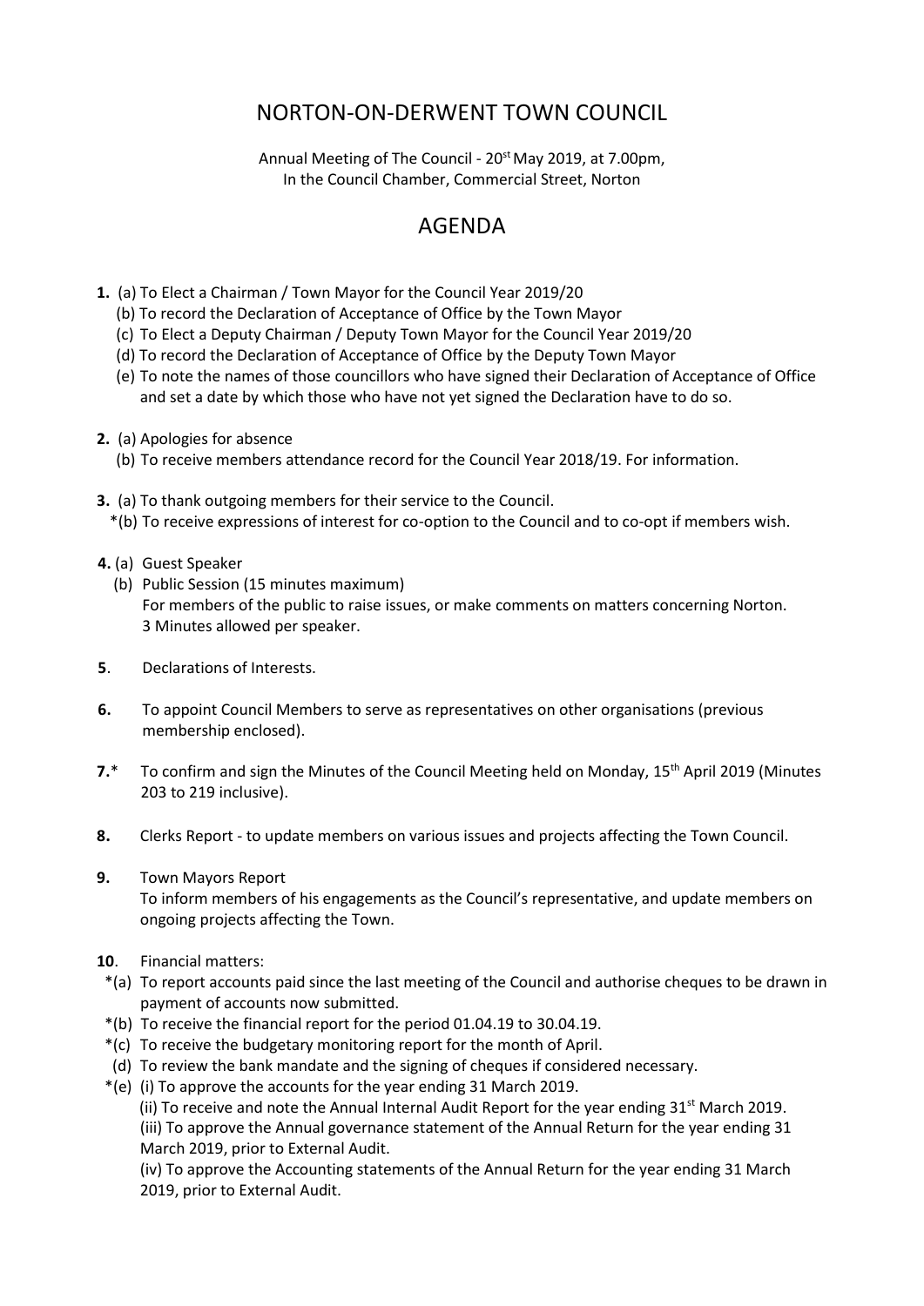# NORTON-ON-DERWENT TOWN COUNCIL

Annual Meeting of The Council - 20st May 2019, at 7.00pm,
In the Council Chamber, Commercial Street, Norton

## AGENDA

**1.** (a) To Elect a Chairman / Town Mayor for the Council Year 2019/20
(b) To record the Declaration of Acceptance of Office by the Town Mayor
(c) To Elect a Deputy Chairman / Deputy Town Mayor for the Council Year 2019/20
(d) To record the Declaration of Acceptance of Office by the Deputy Town Mayor
(e) To note the names of those councillors who have signed their Declaration of Acceptance of Office and set a date by which those who have not yet signed the Declaration have to do so.

**2.** (a) Apologies for absence
(b) To receive members attendance record for the Council Year 2018/19. For information.

**3.** (a) To thank outgoing members for their service to the Council.
*(b) To receive expressions of interest for co-option to the Council and to co-opt if members wish.

**4.** (a) Guest Speaker
(b) Public Session (15 minutes maximum)
For members of the public to raise issues, or make comments on matters concerning Norton. 3 Minutes allowed per speaker.

**5**. Declarations of Interests.

**6.** To appoint Council Members to serve as representatives on other organisations (previous membership enclosed).

**7.*** To confirm and sign the Minutes of the Council Meeting held on Monday, 15th April 2019 (Minutes 203 to 219 inclusive).

**8.** Clerks Report - to update members on various issues and projects affecting the Town Council.

**9.** Town Mayors Report
To inform members of his engagements as the Council's representative, and update members on ongoing projects affecting the Town.

**10**. Financial matters:
*(a) To report accounts paid since the last meeting of the Council and authorise cheques to be drawn in payment of accounts now submitted.
*(b) To receive the financial report for the period 01.04.19 to 30.04.19.
*(c) To receive the budgetary monitoring report for the month of April.
(d) To review the bank mandate and the signing of cheques if considered necessary.
*(e) (i) To approve the accounts for the year ending 31 March 2019.
(ii) To receive and note the Annual Internal Audit Report for the year ending 31st March 2019.
(iii) To approve the Annual governance statement of the Annual Return for the year ending 31 March 2019, prior to External Audit.
(iv) To approve the Accounting statements of the Annual Return for the year ending 31 March 2019, prior to External Audit.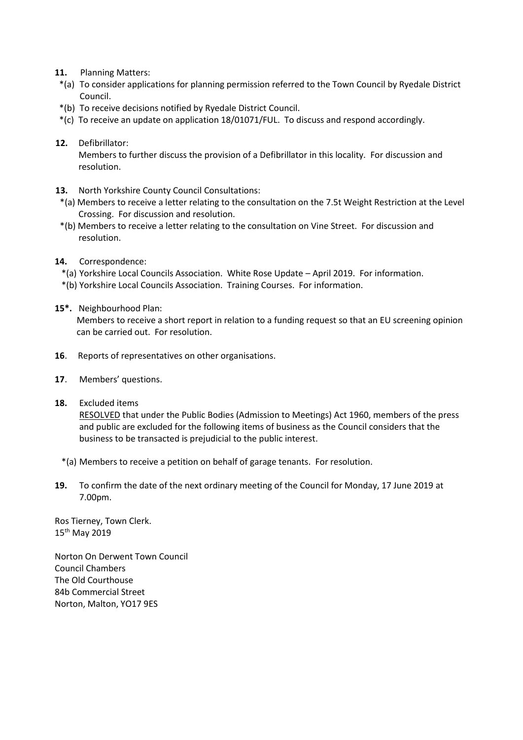**11.** Planning Matters:

*(a) To consider applications for planning permission referred to the Town Council by Ryedale District Council.

*(b) To receive decisions notified by Ryedale District Council.

*(c) To receive an update on application 18/01071/FUL. To discuss and respond accordingly.

**12.** Defibrillator:

Members to further discuss the provision of a Defibrillator in this locality. For discussion and resolution.

**13.** North Yorkshire County Council Consultations:

*(a) Members to receive a letter relating to the consultation on the 7.5t Weight Restriction at the Level Crossing. For discussion and resolution.

*(b) Members to receive a letter relating to the consultation on Vine Street. For discussion and resolution.

**14.** Correspondence:

*(a) Yorkshire Local Councils Association. White Rose Update – April 2019. For information.

*(b) Yorkshire Local Councils Association. Training Courses. For information.

**15*.** Neighbourhood Plan:

Members to receive a short report in relation to a funding request so that an EU screening opinion can be carried out. For resolution.

**16**. Reports of representatives on other organisations.

**17**. Members' questions.

**18.** Excluded items

RESOLVED that under the Public Bodies (Admission to Meetings) Act 1960, members of the press and public are excluded for the following items of business as the Council considers that the business to be transacted is prejudicial to the public interest.

*(a) Members to receive a petition on behalf of garage tenants. For resolution.

**19.** To confirm the date of the next ordinary meeting of the Council for Monday, 17 June 2019 at 7.00pm.

Ros Tierney, Town Clerk.
15th May 2019

Norton On Derwent Town Council
Council Chambers
The Old Courthouse
84b Commercial Street
Norton, Malton, YO17 9ES